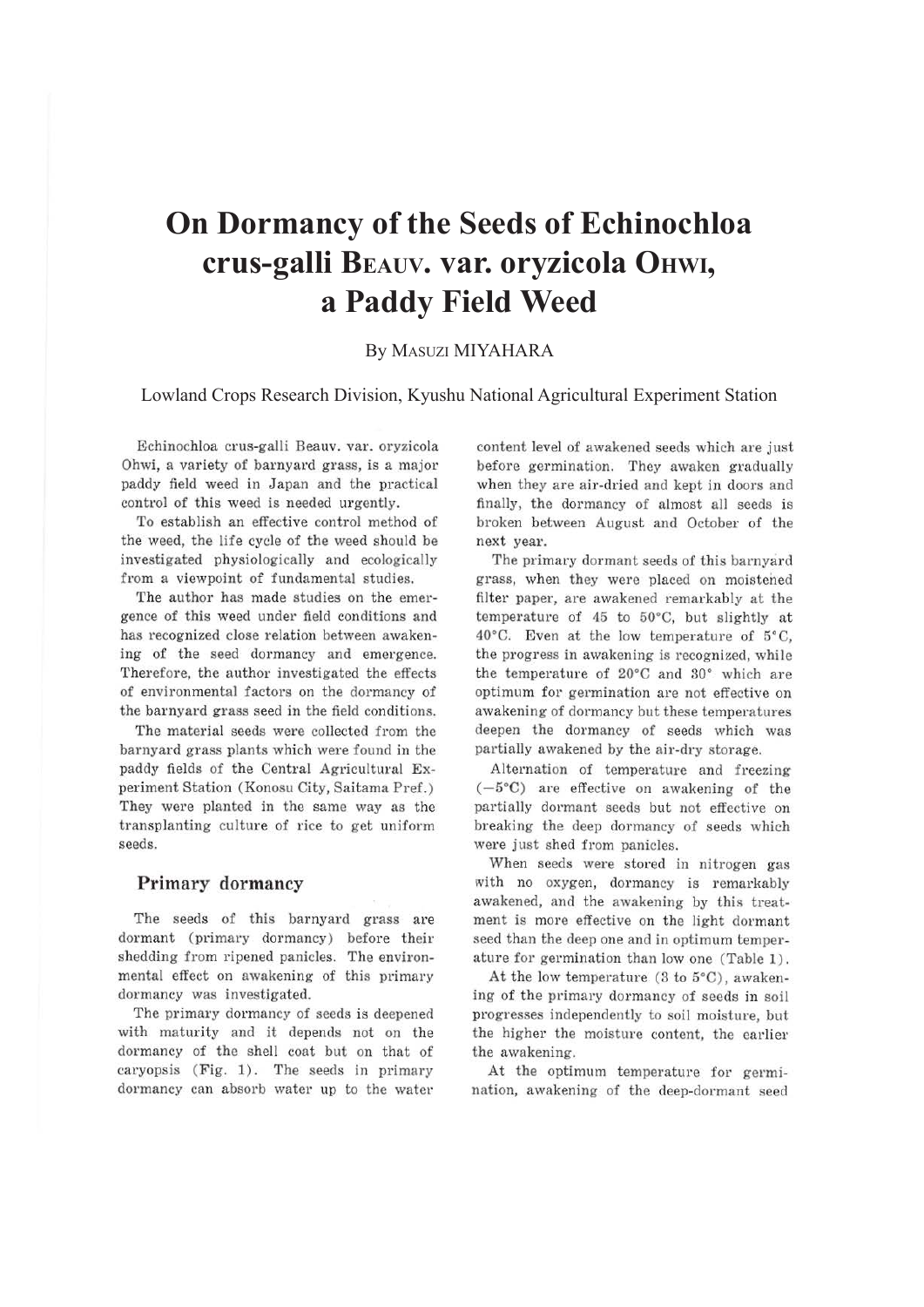# On Dormancy of the Seeds of Echinochloa crus-galli Beauv. var. oryzicola Ohwi, a Paddy Field Weed

By Masuzi MIYAHARA

Lowland Crops Research Division, Kyushu National Agricultural Experiment Station

Echinochloa crus-galli Beauv. var. oryzicola Ohwi, a variety of barnyard grass, is a major paddy field weed in Japan and the practical control of this weed is needed urgently.

To establish an effective control method of the weed, the life cycle of the weed should be investigated physiologically and ecologically from a viewpoint of fundamental studies.

The author has made studies on the emergence of this weed under field conditions and has recognized close relation between awakening of the seed dormancy and emergence. Therefore, the author investigated the effects of environmental factors on the dormancy of the barnyard grass seed in the field conditions.

The material seeds were collected from the barnyard grass plants which were found in the paddy fields of the Central Agricultural Experiment Station (Konosu City, Saitama Pref.) They were planted in the same way as the transplanting culture of rice to get uniform seeds.

## Primary dormancy

The seeds of this barnyard grass are dormant (primary dormancy) before their shedding from ripened panicles. The environmental effect on awakening of this primary dormancy was investigated.

The primary dormancy of seeds is deepened with maturity and it depends not on the dormancy of the shell coat but on that of caryopsis (Fig. 1). The seeds in primary dormancy can absorb water up to the water content level of awakened seeds which are just before germination. They awaken gradually when they are air-dried and kept in doors and finally, the dormancy of almost all seeds is broken between August and October of the next year.

The primary dormant seeds of this barnyard grass, when they were placed on moistened filter paper, are awakened remarkably at the temperature of 45 to 50°C, but slightly at 40°C. Even at the low temperature of 5°C, the progress in awakening is recognized, while the temperature of 20°C and 30° which are optimum for germination are not effective on awakening of dormancy but these temperatures deepen the dormancy of seeds which was partially awakened by the air-dry storage.

Alternation of temperature and freezing (−5°C) are effective on awakening of the partially dormant seeds but not effective on breaking the deep dormancy of seeds which were just shed from panicles.

When seeds were stored in nitrogen gas with no oxygen, dormancy is remarkably awakened, and the awakening by this treatment is more effective on the light dormant seed than the deep one and in optimum temperature for germination than low one (Table 1).

At the low temperature (3 to 5°C), awakening of the primary dormancy of seeds in soil progresses independently to soil moisture, but the higher the moisture content, the earlier the awakening.

At the optimum temperature for germination, awakening of the deep-dormant seed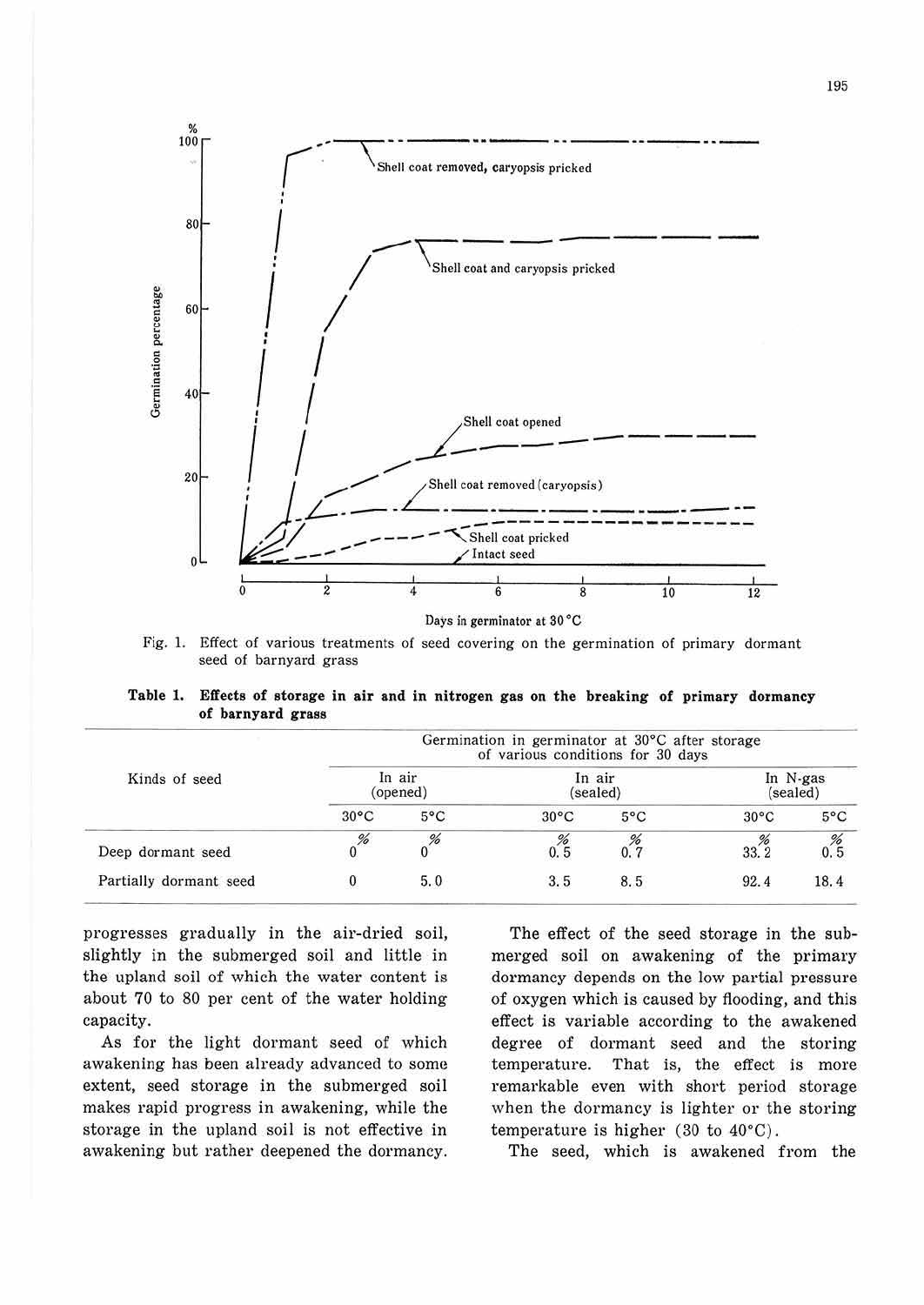Fig. 1. Effect of various treatments of seed covering on the germination of primary dormant seed of barnyard grass

**Table 1. Effects of storage in air and in nitrogen gas on the breaking of primary dormancy of barnyard grass**

| Kinds of seed | Germination in germinator at 30°C after storage of various conditions for 30 days | | | | | |
|---|---|---|---|---|---|---|
| | In air (opened) | | In air (sealed) | | In N-gas (sealed) | |
| | 30°C | 5°C | 30°C | 5°C | 30°C | 5°C |
| Deep dormant seed | % 0 | % 0 | % 0.5 | % 0.7 | % 33.2 | % 0.5 |
| Partially dormant seed | 0 | 5.0 | 3.5 | 8.5 | 92.4 | 18.4 |

progresses gradually in the air-dried soil, slightly in the submerged soil and little in the upland soil of which the water content is about 70 to 80 per cent of the water holding capacity.

As for the light dormant seed of which awakening has been already advanced to some extent, seed storage in the submerged soil makes rapid progress in awakening, while the storage in the upland soil is not effective in awakening but rather deepened the dormancy.

The effect of the seed storage in the submerged soil on awakening of the primary dormancy depends on the low partial pressure of oxygen which is caused by flooding, and this effect is variable according to the awakened degree of dormant seed and the storing temperature. That is, the effect is more remarkable even with short period storage when the dormancy is lighter or the storing temperature is higher (30 to 40°C).

The seed, which is awakened from the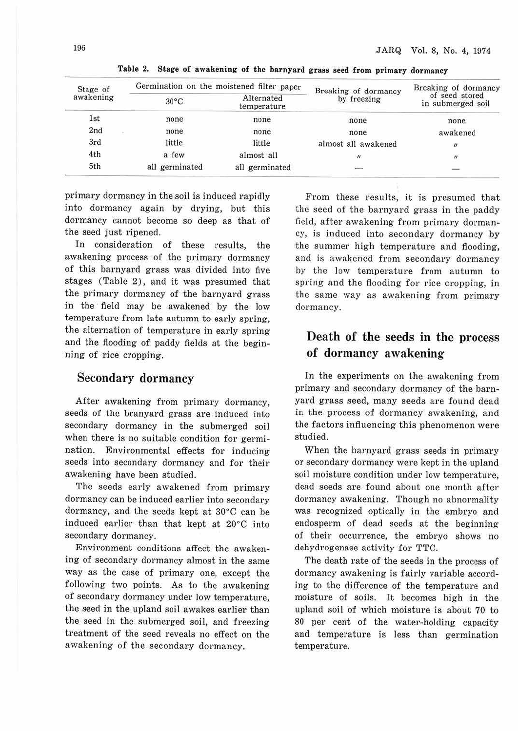Table 2. Stage of awakening of the barnyard grass seed from primary dormancy

| Stage of awakening | Germination on the moistened filter paper | | Breaking of dormancy by freezing | Breaking of dormancy of seed stored in submerged soil |
|---|---|---|---|---|
| | 30°C | Alternated temperature | | |
| 1st | none | none | none | none |
| 2nd | none | none | none | awakened |
| 3rd | little | little | almost all awakened | 〃 |
| 4th | a few | almost all | 〃 | 〃 |
| 5th | all germinated | all germinated | — | — |

primary dormancy in the soil is induced rapidly into dormancy again by drying, but this dormancy cannot become so deep as that of the seed just ripened.

In consideration of these results, the awakening process of the primary dormancy of this barnyard grass was divided into five stages (Table 2), and it was presumed that the primary dormancy of the barnyard grass in the field may be awakened by the low temperature from late autumn to early spring, the alternation of temperature in early spring and the flooding of paddy fields at the beginning of rice cropping.

## Secondary dormancy

After awakening from primary dormancy, seeds of the branyard grass are induced into secondary dormancy in the submerged soil when there is no suitable condition for germination. Environmental effects for inducing seeds into secondary dormancy and for their awakening have been studied.

The seeds early awakened from primary dormancy can be induced earlier into secondary dormancy, and the seeds kept at 30°C can be induced earlier than that kept at 20°C into secondary dormancy.

Environment conditions affect the awakening of secondary dormancy almost in the same way as the case of primary one, except the following two points. As to the awakening of secondary dormancy under low temperature, the seed in the upland soil awakes earlier than the seed in the submerged soil, and freezing treatment of the seed reveals no effect on the awakening of the secondary dormancy.

From these results, it is presumed that the seed of the barnyard grass in the paddy field, after awakening from primary dormancy, is induced into secondary dormancy by the summer high temperature and flooding, and is awakened from secondary dormancy by the low temperature from autumn to spring and the flooding for rice cropping, in the same way as awakening from primary dormancy.

## Death of the seeds in the process of dormancy awakening

In the experiments on the awakening from primary and secondary dormancy of the barnyard grass seed, many seeds are found dead in the process of dormancy awakening, and the factors influencing this phenomenon were studied.

When the barnyard grass seeds in primary or secondary dormancy were kept in the upland soil moisture condition under low temperature, dead seeds are found about one month after dormancy awakening. Though no abnormality was recognized optically in the embryo and endosperm of dead seeds at the beginning of their occurrence, the embryo shows no dehydrogenase activity for TTC.

The death rate of the seeds in the process of dormancy awakening is fairly variable according to the difference of the temperature and moisture of soils. It becomes high in the upland soil of which moisture is about 70 to 80 per cent of the water-holding capacity and temperature is less than germination temperature.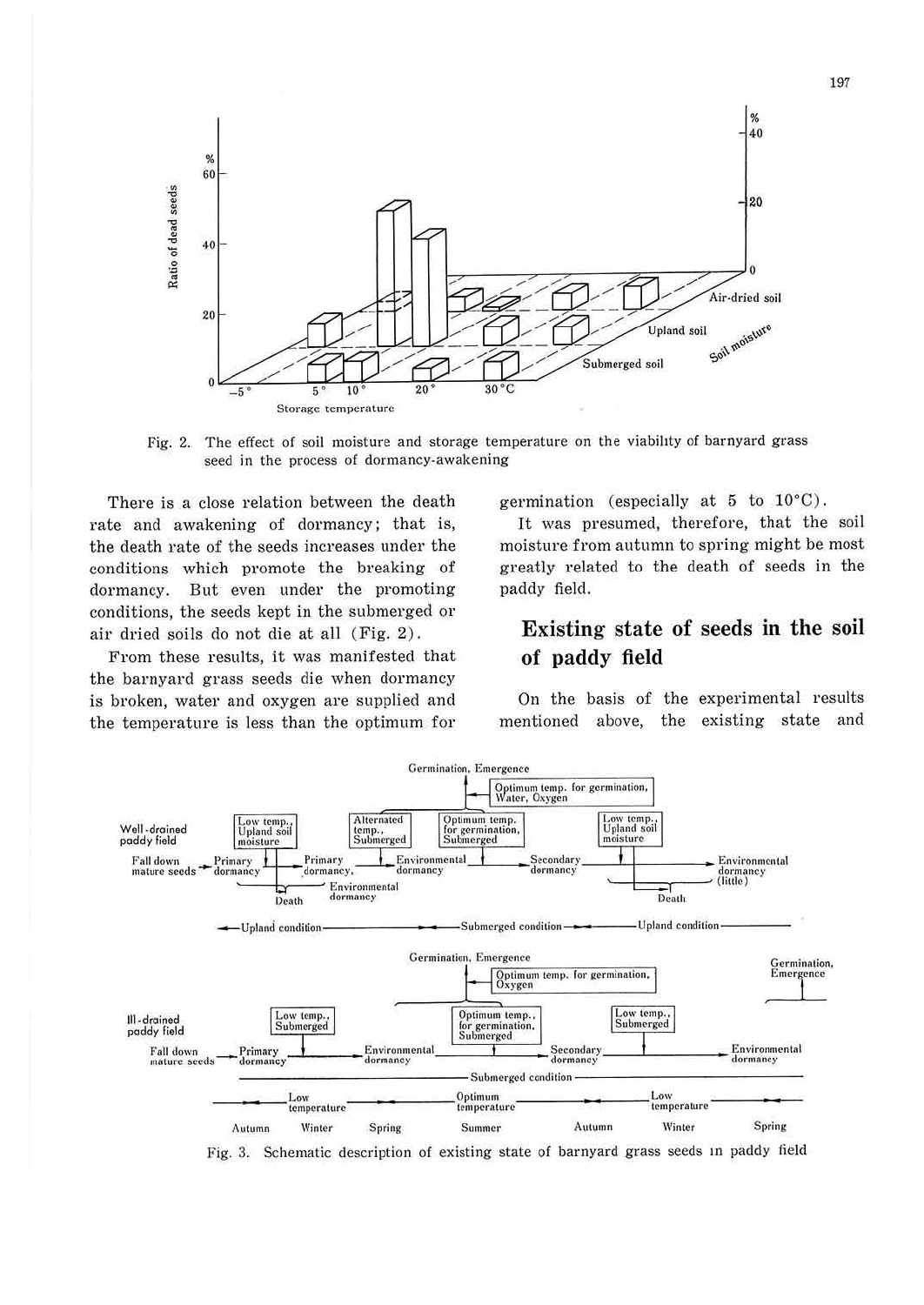Fig. 2. The effect of soil moisture and storage temperature on the viabilty of barnyard grass seed in the process of dormancy-awakening

There is a close relation between the death rate and awakening of dormancy; that is, the death rate of the seeds increases under the conditions which promote the breaking of dormancy. But even under the promoting conditions, the seeds kept in the submerged or air dried soils do not die at all (Fig. 2).

From these results, it was manifested that the barnyard grass seeds die when dormancy is broken, water and oxygen are supplied and the temperature is less than the optimum for germination (especially at 5 to 10°C).

It was presumed, therefore, that the soil moisture from autumn to spring might be most greatly related to the death of seeds in the paddy field.

## Existing state of seeds in the soil of paddy field

On the basis of the experimental results mentioned above, the existing state and

Fig. 3. Schematic description of existing state of barnyard grass seeds in paddy field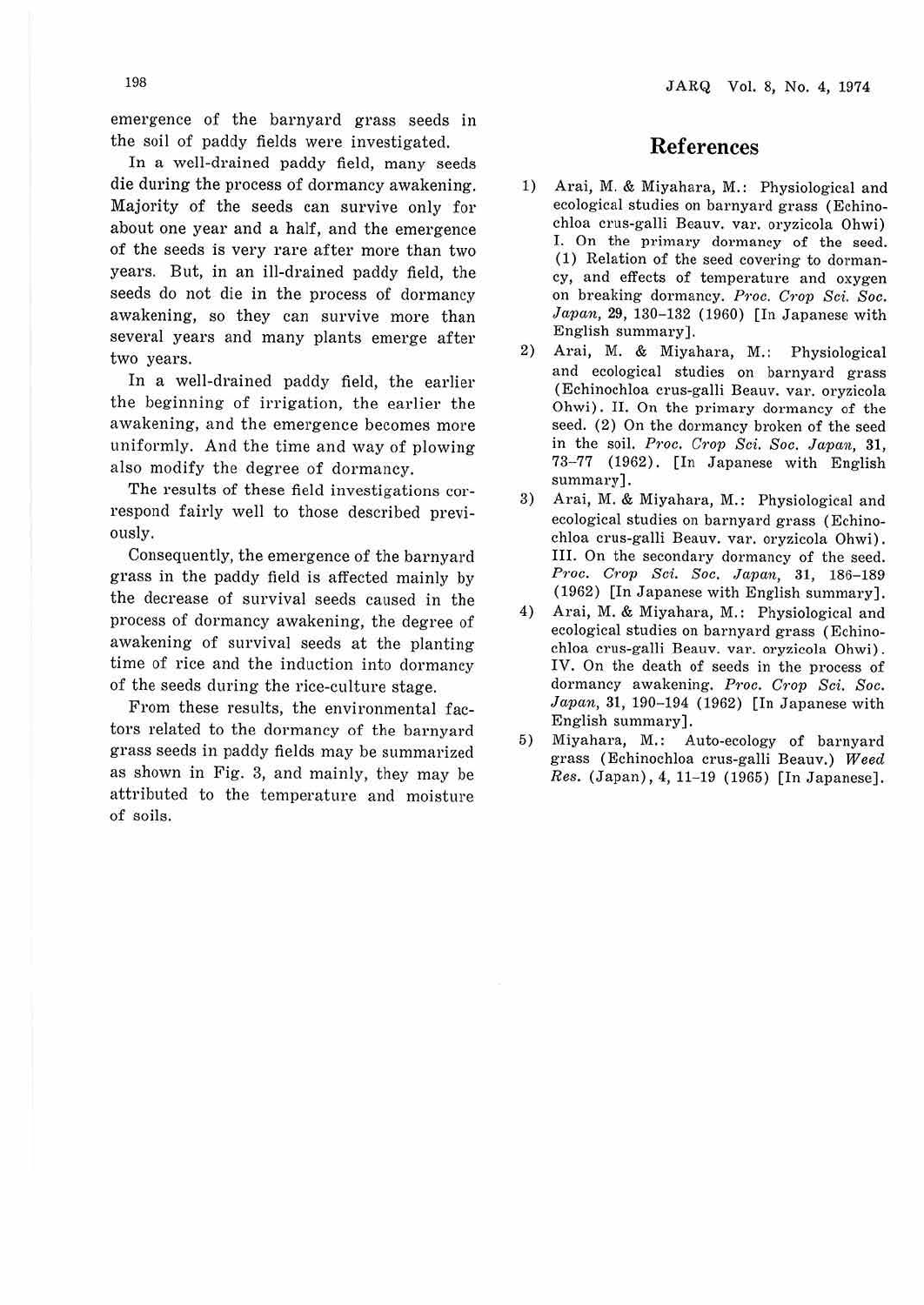emergence of the barnyard grass seeds in the soil of paddy fields were investigated.

In a well-drained paddy field, many seeds die during the process of dormancy awakening. Majority of the seeds can survive only for about one year and a half, and the emergence of the seeds is very rare after more than two years. But, in an ill-drained paddy field, the seeds do not die in the process of dormancy awakening, so they can survive more than several years and many plants emerge after two years.

In a well-drained paddy field, the earlier the beginning of irrigation, the earlier the awakening, and the emergence becomes more uniformly. And the time and way of plowing also modify the degree of dormancy.

The results of these field investigations correspond fairly well to those described previously.

Consequently, the emergence of the barnyard grass in the paddy field is affected mainly by the decrease of survival seeds caused in the process of dormancy awakening, the degree of awakening of survival seeds at the planting time of rice and the induction into dormancy of the seeds during the rice-culture stage.

From these results, the environmental factors related to the dormancy of the barnyard grass seeds in paddy fields may be summarized as shown in Fig. 3, and mainly, they may be attributed to the temperature and moisture of soils.

## References

1) Arai, M. & Miyahara, M.: Physiological and ecological studies on barnyard grass (Echinochloa crus-galli Beauv. var. oryzicola Ohwi) I. On the primary dormancy of the seed. (1) Relation of the seed covering to dormancy, and effects of temperature and oxygen on breaking dormancy. *Proc. Crop Sci. Soc. Japan*, **29**, 130–132 (1960) [In Japanese with English summary].

2) Arai, M. & Miyahara, M.: Physiological and ecological studies on barnyard grass (Echinochloa crus-galli Beauv. var. oryzicola Ohwi). II. On the primary dormancy of the seed. (2) On the dormancy broken of the seed in the soil. *Proc. Crop Sci. Soc. Japan*, **31**, 73–77 (1962). [In Japanese with English summary].

3) Arai, M. & Miyahara, M.: Physiological and ecological studies on barnyard grass (Echinochloa crus-galli Beauv. var. oryzicola Ohwi). III. On the secondary dormancy of the seed. *Proc. Crop Sci. Soc. Japan*, **31**, 186–189 (1962) [In Japanese with English summary].

4) Arai, M. & Miyahara, M.: Physiological and ecological studies on barnyard grass (Echinochloa crus-galli Beauv. var. oryzicola Ohwi). IV. On the death of seeds in the process of dormancy awakening. *Proc. Crop Sci. Soc. Japan*, **31**, 190–194 (1962) [In Japanese with English summary].

5) Miyahara, M.: Auto-ecology of barnyard grass (Echinochloa crus-galli Beauv.) *Weed Res.* (Japan), **4**, 11–19 (1965) [In Japanese].